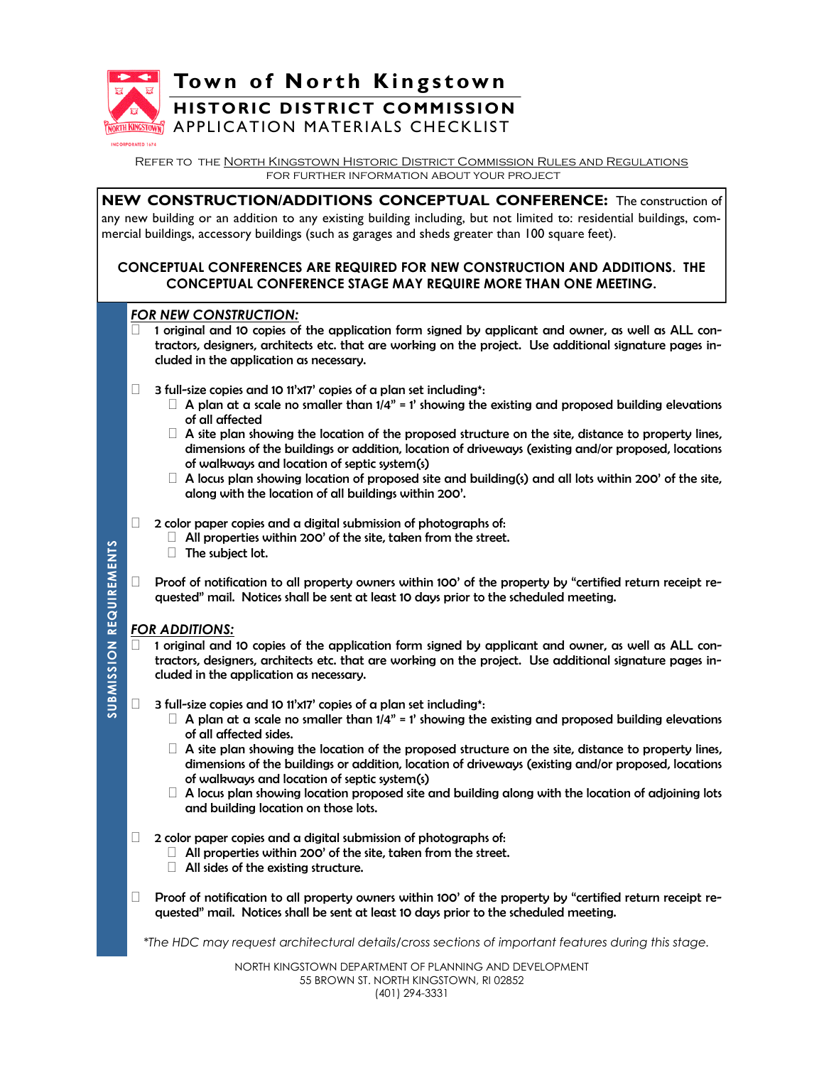# Town of North Kingstown

## HISTORIC DISTRICT COMMISSION

### APPLICATION MATERIALS CHECKLIST

REFER TO THE NORTH KINGSTOWN HISTORIC DISTRICT COMMISSION RULES AND REGULATIONS FOR FURTHER INFORMATION ABOUT YOUR PROJECT

**NEW CONSTRUCTION/ADDITIONS CONCEPTUAL CONFERENCE:** The construction of any new building or an addition to any existing building including, but not limited to: residential buildings, commercial buildings, accessory buildings (such as garages and sheds greater than 100 square feet).

**CONCEPTUAL CONFERENCES ARE REQUIRED FOR NEW CONSTRUCTION AND ADDITIONS. THE CONCEPTUAL CONFERENCE STAGE MAY REQUIRE MORE THAN ONE MEETING.**

## SUBMISSION REQUIREMENTS

### *FOR NEW CONSTRUCTION:*

- ☐ 1 original and 10 copies of the application form signed by applicant and owner, as well as ALL contractors, designers, architects etc. that are working on the project. Use additional signature pages included in the application as necessary.
- ☐ 3 full-size copies and 10 11'x17' copies of a plan set including*:
  - ☐ A plan at a scale no smaller than 1/4" = 1' showing the existing and proposed building elevations of all affected
  - ☐ A site plan showing the location of the proposed structure on the site, distance to property lines, dimensions of the buildings or addition, location of driveways (existing and/or proposed, locations of walkways and location of septic system(s)
  - ☐ A locus plan showing location of proposed site and building(s) and all lots within 200' of the site, along with the location of all buildings within 200'.
- ☐ 2 color paper copies and a digital submission of photographs of:
  - ☐ All properties within 200' of the site, taken from the street.
  - ☐ The subject lot.
- ☐ Proof of notification to all property owners within 100' of the property by "certified return receipt requested" mail. Notices shall be sent at least 10 days prior to the scheduled meeting.

### *FOR ADDITIONS:*

- ☐ 1 original and 10 copies of the application form signed by applicant and owner, as well as ALL contractors, designers, architects etc. that are working on the project. Use additional signature pages included in the application as necessary.
- ☐ 3 full-size copies and 10 11'x17' copies of a plan set including*:
  - ☐ A plan at a scale no smaller than 1/4" = 1' showing the existing and proposed building elevations of all affected sides.
  - ☐ A site plan showing the location of the proposed structure on the site, distance to property lines, dimensions of the buildings or addition, location of driveways (existing and/or proposed, locations of walkways and location of septic system(s)
  - ☐ A locus plan showing location proposed site and building along with the location of adjoining lots and building location on those lots.
- ☐ 2 color paper copies and a digital submission of photographs of:
  - ☐ All properties within 200' of the site, taken from the street.
  - ☐ All sides of the existing structure.
- ☐ Proof of notification to all property owners within 100' of the property by "certified return receipt requested" mail. Notices shall be sent at least 10 days prior to the scheduled meeting.

*\*The HDC may request architectural details/cross sections of important features during this stage.*

NORTH KINGSTOWN DEPARTMENT OF PLANNING AND DEVELOPMENT
55 BROWN ST. NORTH KINGSTOWN, RI 02852
(401) 294-3331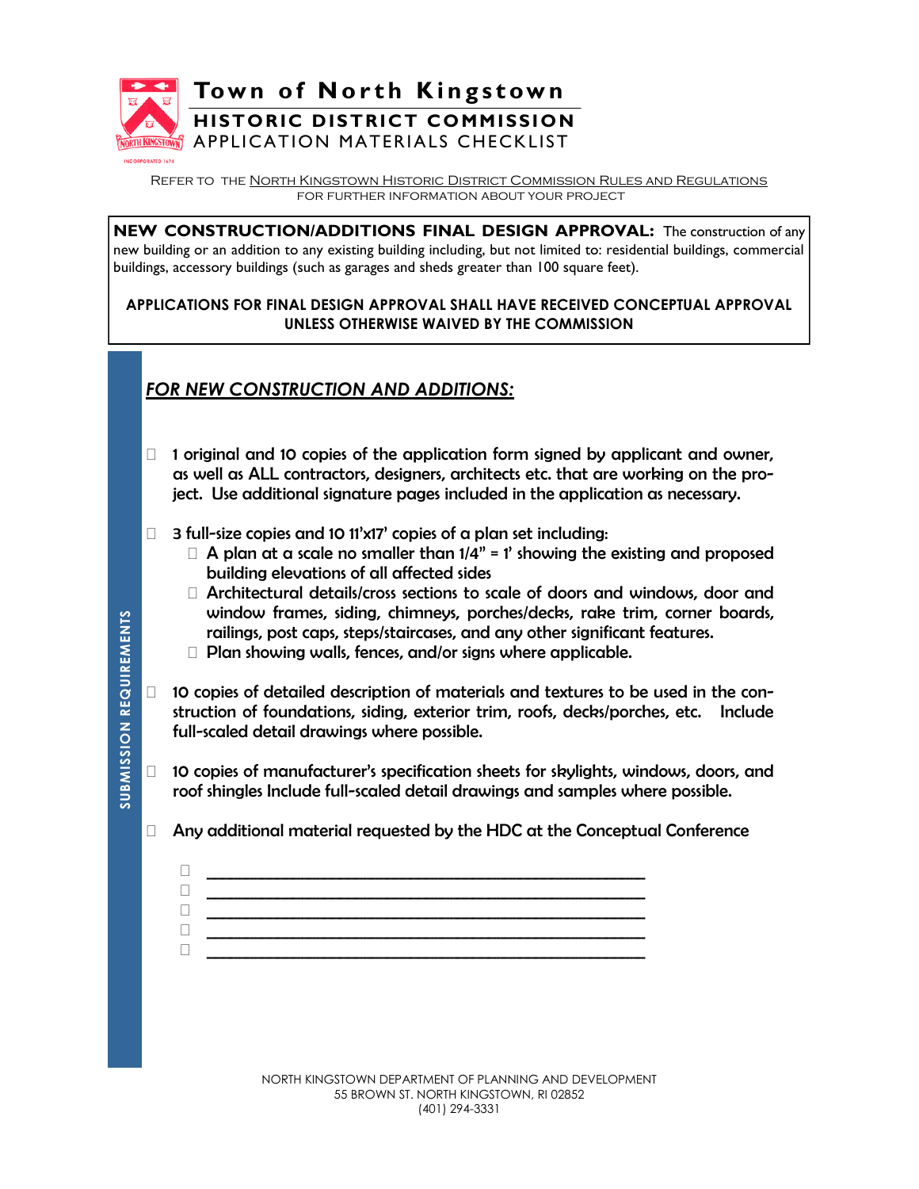# Town of North Kingstown

## HISTORIC DISTRICT COMMISSION

APPLICATION MATERIALS CHECKLIST

Refer to the North Kingstown Historic District Commission Rules and Regulations for further information about your project

**NEW CONSTRUCTION/ADDITIONS FINAL DESIGN APPROVAL:** The construction of any new building or an addition to any existing building including, but not limited to: residential buildings, commercial buildings, accessory buildings (such as garages and sheds greater than 100 square feet).

**APPLICATIONS FOR FINAL DESIGN APPROVAL SHALL HAVE RECEIVED CONCEPTUAL APPROVAL UNLESS OTHERWISE WAIVED BY THE COMMISSION**

SUBMISSION REQUIREMENTS

### *FOR NEW CONSTRUCTION AND ADDITIONS:*

- ☐ 1 original and 10 copies of the application form signed by applicant and owner, as well as ALL contractors, designers, architects etc. that are working on the project. Use additional signature pages included in the application as necessary.
- ☐ 3 full-size copies and 10 11'x17' copies of a plan set including:
  - ☐ A plan at a scale no smaller than 1/4" = 1' showing the existing and proposed building elevations of all affected sides
  - ☐ Architectural details/cross sections to scale of doors and windows, door and window frames, siding, chimneys, porches/decks, rake trim, corner boards, railings, post caps, steps/staircases, and any other significant features.
  - ☐ Plan showing walls, fences, and/or signs where applicable.
- ☐ 10 copies of detailed description of materials and textures to be used in the construction of foundations, siding, exterior trim, roofs, decks/porches, etc. Include full-scaled detail drawings where possible.
- ☐ 10 copies of manufacturer's specification sheets for skylights, windows, doors, and roof shingles Include full-scaled detail drawings and samples where possible.
- ☐ Any additional material requested by the HDC at the Conceptual Conference
  - ☐ ______________________________________________
  - ☐ ______________________________________________
  - ☐ ______________________________________________
  - ☐ ______________________________________________
  - ☐ ______________________________________________

NORTH KINGSTOWN DEPARTMENT OF PLANNING AND DEVELOPMENT
55 BROWN ST. NORTH KINGSTOWN, RI 02852
(401) 294-3331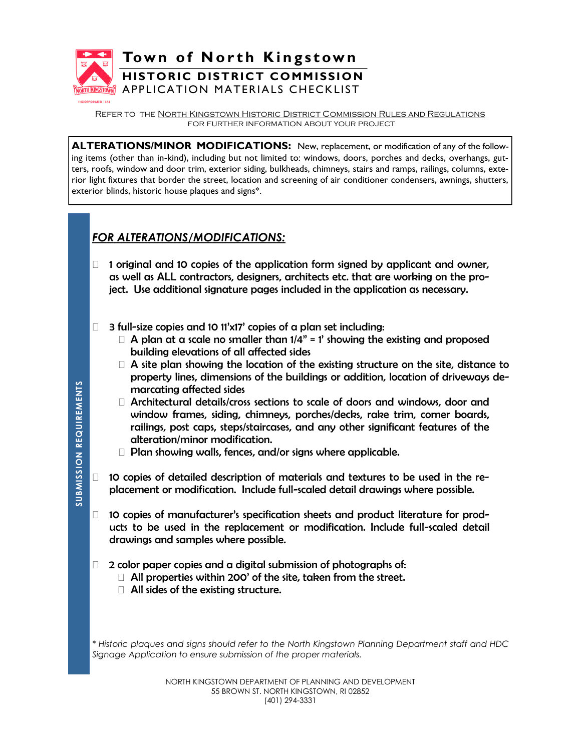# Town of North Kingstown

## HISTORIC DISTRICT COMMISSION

### APPLICATION MATERIALS CHECKLIST

Refer to the North Kingstown Historic District Commission Rules and Regulations for further information about your project

**ALTERATIONS/MINOR MODIFICATIONS:** New, replacement, or modification of any of the following items (other than in-kind), including but not limited to: windows, doors, porches and decks, overhangs, gutters, roofs, window and door trim, exterior siding, bulkheads, chimneys, stairs and ramps, railings, columns, exterior light fixtures that border the street, location and screening of air conditioner condensers, awnings, shutters, exterior blinds, historic house plaques and signs*.

SUBMISSION REQUIREMENTS

### *FOR ALTERATIONS/MODIFICATIONS:*

- ☐ 1 original and 10 copies of the application form signed by applicant and owner, as well as ALL contractors, designers, architects etc. that are working on the project. Use additional signature pages included in the application as necessary.

- ☐ 3 full-size copies and 10 11'x17' copies of a plan set including:
  - ☐ A plan at a scale no smaller than 1/4" = 1' showing the existing and proposed building elevations of all affected sides
  - ☐ A site plan showing the location of the existing structure on the site, distance to property lines, dimensions of the buildings or addition, location of driveways demarcating affected sides
  - ☐ Architectural details/cross sections to scale of doors and windows, door and window frames, siding, chimneys, porches/decks, rake trim, corner boards, railings, post caps, steps/staircases, and any other significant features of the alteration/minor modification.
  - ☐ Plan showing walls, fences, and/or signs where applicable.

- ☐ 10 copies of detailed description of materials and textures to be used in the replacement or modification. Include full-scaled detail drawings where possible.

- ☐ 10 copies of manufacturer's specification sheets and product literature for products to be used in the replacement or modification. Include full-scaled detail drawings and samples where possible.

- ☐ 2 color paper copies and a digital submission of photographs of:
  - ☐ All properties within 200' of the site, taken from the street.
  - ☐ All sides of the existing structure.

*\* Historic plaques and signs should refer to the North Kingstown Planning Department staff and HDC Signage Application to ensure submission of the proper materials.*

NORTH KINGSTOWN DEPARTMENT OF PLANNING AND DEVELOPMENT
55 BROWN ST. NORTH KINGSTOWN, RI 02852
(401) 294-3331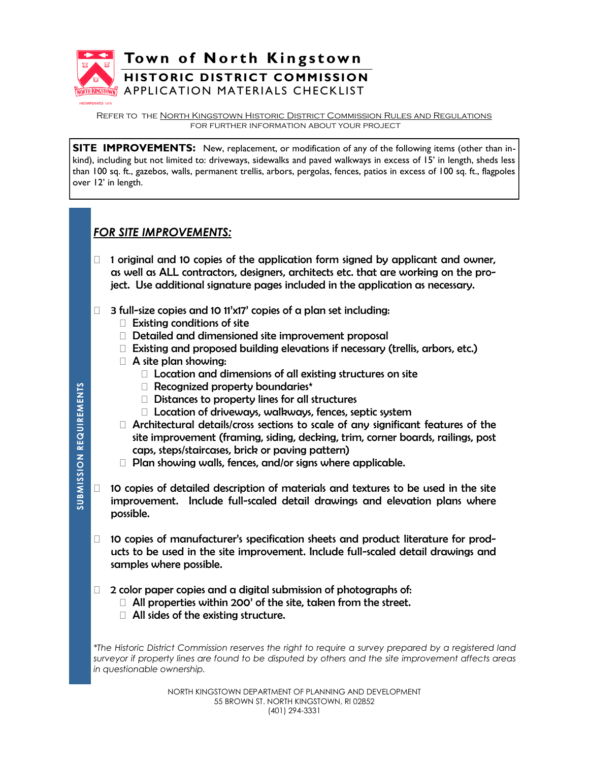# Town of North Kingstown

## HISTORIC DISTRICT COMMISSION

### APPLICATION MATERIALS CHECKLIST

Refer to the North Kingstown Historic District Commission Rules and Regulations for further information about your project

**SITE IMPROVEMENTS:** New, replacement, or modification of any of the following items (other than in-kind), including but not limited to: driveways, sidewalks and paved walkways in excess of 15' in length, sheds less than 100 sq. ft., gazebos, walls, permanent trellis, arbors, pergolas, fences, patios in excess of 100 sq. ft., flagpoles over 12' in length.

SUBMISSION REQUIREMENTS

## *FOR SITE IMPROVEMENTS:*

- ☐ 1 original and 10 copies of the application form signed by applicant and owner, as well as ALL contractors, designers, architects etc. that are working on the project. Use additional signature pages included in the application as necessary.
- ☐ 3 full-size copies and 10 11'x17' copies of a plan set including:
  - ☐ Existing conditions of site
  - ☐ Detailed and dimensioned site improvement proposal
  - ☐ Existing and proposed building elevations if necessary (trellis, arbors, etc.)
  - ☐ A site plan showing:
    - ☐ Location and dimensions of all existing structures on site
    - ☐ Recognized property boundaries*
    - ☐ Distances to property lines for all structures
    - ☐ Location of driveways, walkways, fences, septic system
  - ☐ Architectural details/cross sections to scale of any significant features of the site improvement (framing, siding, decking, trim, corner boards, railings, post caps, steps/staircases, brick or paving pattern)
  - ☐ Plan showing walls, fences, and/or signs where applicable.
- ☐ 10 copies of detailed description of materials and textures to be used in the site improvement. Include full-scaled detail drawings and elevation plans where possible.
- ☐ 10 copies of manufacturer's specification sheets and product literature for products to be used in the site improvement. Include full-scaled detail drawings and samples where possible.
- ☐ 2 color paper copies and a digital submission of photographs of:
  - ☐ All properties within 200' of the site, taken from the street.
  - ☐ All sides of the existing structure.

*\*The Historic District Commission reserves the right to require a survey prepared by a registered land surveyor if property lines are found to be disputed by others and the site improvement affects areas in questionable ownership.*

NORTH KINGSTOWN DEPARTMENT OF PLANNING AND DEVELOPMENT
55 BROWN ST. NORTH KINGSTOWN, RI 02852
(401) 294-3331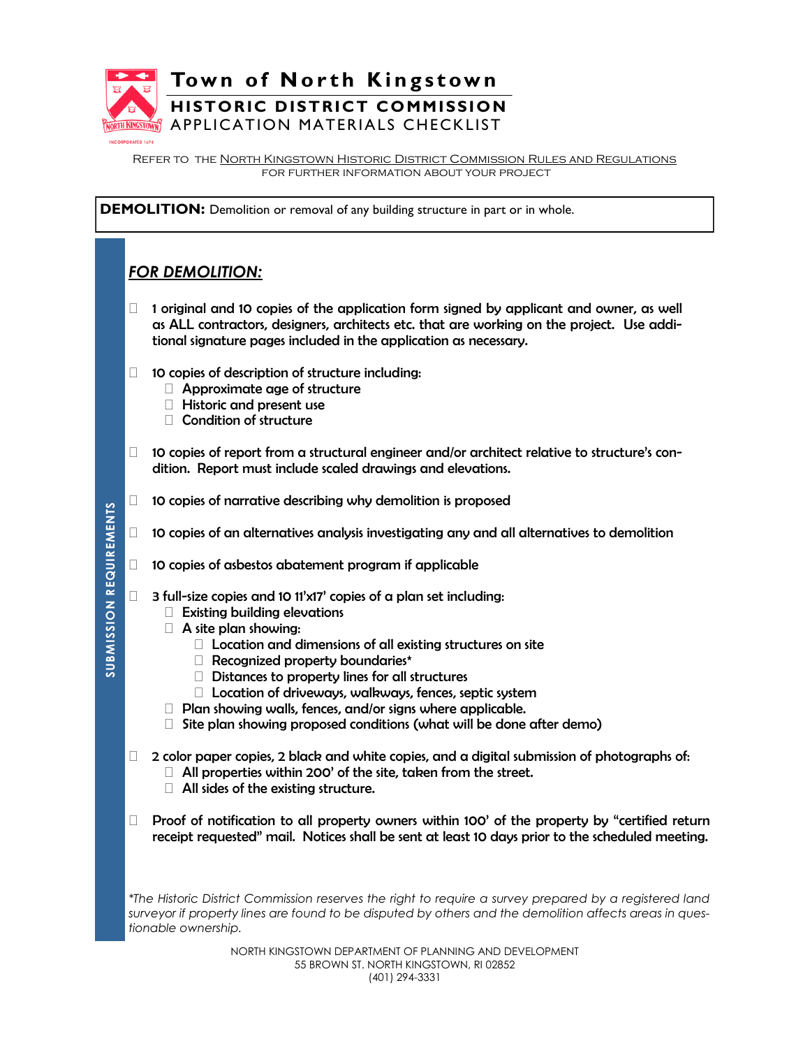# Town of North Kingstown

## HISTORIC DISTRICT COMMISSION

### APPLICATION MATERIALS CHECKLIST

Refer to the North Kingstown Historic District Commission Rules and Regulations for further information about your project

**DEMOLITION:** Demolition or removal of any building structure in part or in whole.

SUBMISSION REQUIREMENTS

## *FOR DEMOLITION:*

- ☐ 1 original and 10 copies of the application form signed by applicant and owner, as well as ALL contractors, designers, architects etc. that are working on the project. Use additional signature pages included in the application as necessary.

- ☐ 10 copies of description of structure including:
  - ☐ Approximate age of structure
  - ☐ Historic and present use
  - ☐ Condition of structure

- ☐ 10 copies of report from a structural engineer and/or architect relative to structure's condition. Report must include scaled drawings and elevations.

- ☐ 10 copies of narrative describing why demolition is proposed

- ☐ 10 copies of an alternatives analysis investigating any and all alternatives to demolition

- ☐ 10 copies of asbestos abatement program if applicable

- ☐ 3 full-size copies and 10 11'x17' copies of a plan set including:
  - ☐ Existing building elevations
  - ☐ A site plan showing:
    - ☐ Location and dimensions of all existing structures on site
    - ☐ Recognized property boundaries*
    - ☐ Distances to property lines for all structures
    - ☐ Location of driveways, walkways, fences, septic system
  - ☐ Plan showing walls, fences, and/or signs where applicable.
  - ☐ Site plan showing proposed conditions (what will be done after demo)

- ☐ 2 color paper copies, 2 black and white copies, and a digital submission of photographs of:
  - ☐ All properties within 200' of the site, taken from the street.
  - ☐ All sides of the existing structure.

- ☐ Proof of notification to all property owners within 100' of the property by "certified return receipt requested" mail. Notices shall be sent at least 10 days prior to the scheduled meeting.

*\*The Historic District Commission reserves the right to require a survey prepared by a registered land surveyor if property lines are found to be disputed by others and the demolition affects areas in questionable ownership.*

NORTH KINGSTOWN DEPARTMENT OF PLANNING AND DEVELOPMENT
55 BROWN ST. NORTH KINGSTOWN, RI 02852
(401) 294-3331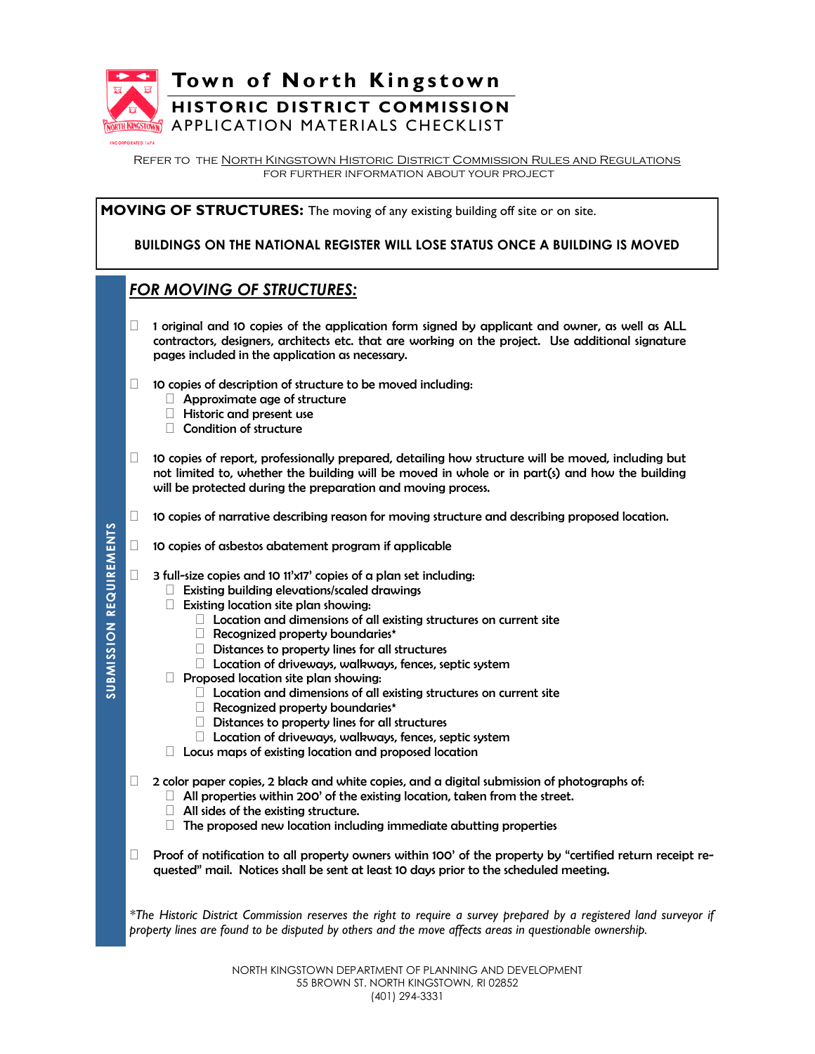# Town of North Kingstown

## HISTORIC DISTRICT COMMISSION

APPLICATION MATERIALS CHECKLIST

Refer to the North Kingstown Historic District Commission Rules and Regulations
for further information about your project

**MOVING OF STRUCTURES:** The moving of any existing building off site or on site.

**BUILDINGS ON THE NATIONAL REGISTER WILL LOSE STATUS ONCE A BUILDING IS MOVED**

### *FOR MOVING OF STRUCTURES:*

SUBMISSION REQUIREMENTS

- ☐ 1 original and 10 copies of the application form signed by applicant and owner, as well as ALL contractors, designers, architects etc. that are working on the project. Use additional signature pages included in the application as necessary.
- ☐ 10 copies of description of structure to be moved including:
  - ☐ Approximate age of structure
  - ☐ Historic and present use
  - ☐ Condition of structure
- ☐ 10 copies of report, professionally prepared, detailing how structure will be moved, including but not limited to, whether the building will be moved in whole or in part(s) and how the building will be protected during the preparation and moving process.
- ☐ 10 copies of narrative describing reason for moving structure and describing proposed location.
- ☐ 10 copies of asbestos abatement program if applicable
- ☐ 3 full-size copies and 10 11'x17' copies of a plan set including:
  - ☐ Existing building elevations/scaled drawings
  - ☐ Existing location site plan showing:
    - ☐ Location and dimensions of all existing structures on current site
    - ☐ Recognized property boundaries*
    - ☐ Distances to property lines for all structures
    - ☐ Location of driveways, walkways, fences, septic system
  - ☐ Proposed location site plan showing:
    - ☐ Location and dimensions of all existing structures on current site
    - ☐ Recognized property boundaries*
    - ☐ Distances to property lines for all structures
    - ☐ Location of driveways, walkways, fences, septic system
  - ☐ Locus maps of existing location and proposed location
- ☐ 2 color paper copies, 2 black and white copies, and a digital submission of photographs of:
  - ☐ All properties within 200' of the existing location, taken from the street.
  - ☐ All sides of the existing structure.
  - ☐ The proposed new location including immediate abutting properties
- ☐ Proof of notification to all property owners within 100' of the property by "certified return receipt requested" mail. Notices shall be sent at least 10 days prior to the scheduled meeting.

*\*The Historic District Commission reserves the right to require a survey prepared by a registered land surveyor if property lines are found to be disputed by others and the move affects areas in questionable ownership.*

NORTH KINGSTOWN DEPARTMENT OF PLANNING AND DEVELOPMENT
55 BROWN ST. NORTH KINGSTOWN, RI 02852
(401) 294-3331